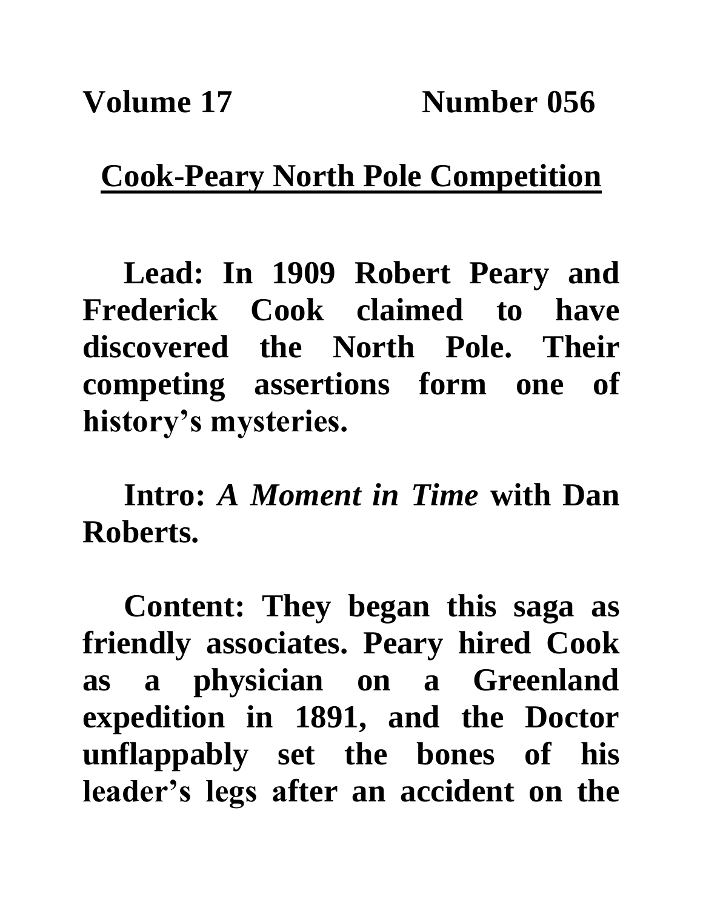**Volume 17 Number 056**

## Cook-Peary North Pole Competition

**Lead: In 1909 Robert Peary and Frederick Cook claimed to have discovered the North Pole. Their competing assertions form one of history's mysteries.**

**Intro:** ***A Moment in Time*** **with Dan Roberts.**

**Content: They began this saga as friendly associates. Peary hired Cook as a physician on a Greenland expedition in 1891, and the Doctor unflappably set the bones of his leader's legs after an accident on the**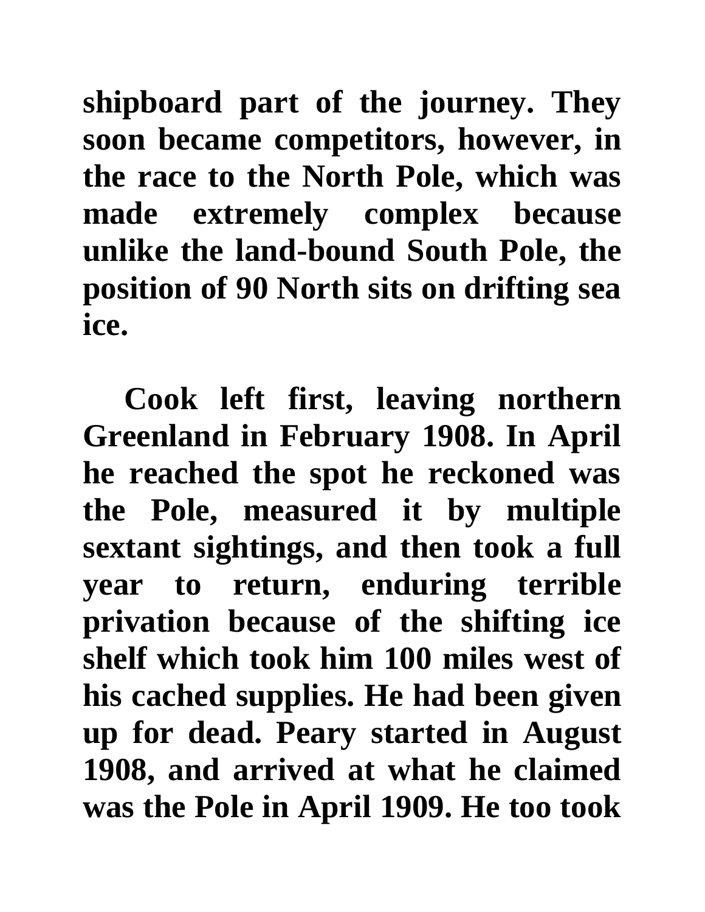shipboard part of the journey. They soon became competitors, however, in the race to the North Pole, which was made extremely complex because unlike the land-bound South Pole, the position of 90 North sits on drifting sea ice.

Cook left first, leaving northern Greenland in February 1908. In April he reached the spot he reckoned was the Pole, measured it by multiple sextant sightings, and then took a full year to return, enduring terrible privation because of the shifting ice shelf which took him 100 miles west of his cached supplies. He had been given up for dead. Peary started in August 1908, and arrived at what he claimed was the Pole in April 1909. He too took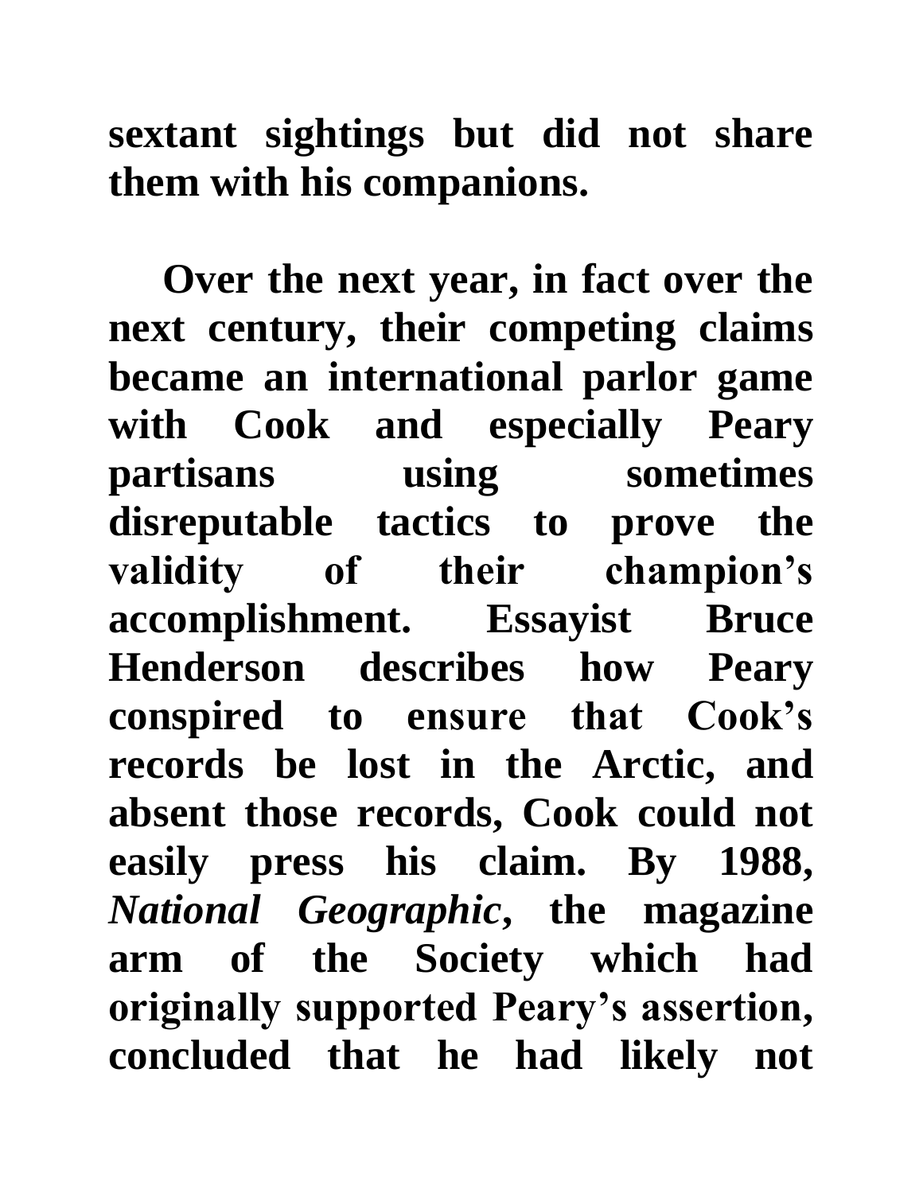**sextant sightings but did not share them with his companions.**

**Over the next year, in fact over the next century, their competing claims became an international parlor game with Cook and especially Peary partisans using sometimes disreputable tactics to prove the validity of their champion's accomplishment. Essayist Bruce Henderson describes how Peary conspired to ensure that Cook's records be lost in the Arctic, and absent those records, Cook could not easily press his claim. By 1988, *National Geographic*, the magazine arm of the Society which had originally supported Peary's assertion, concluded that he had likely not**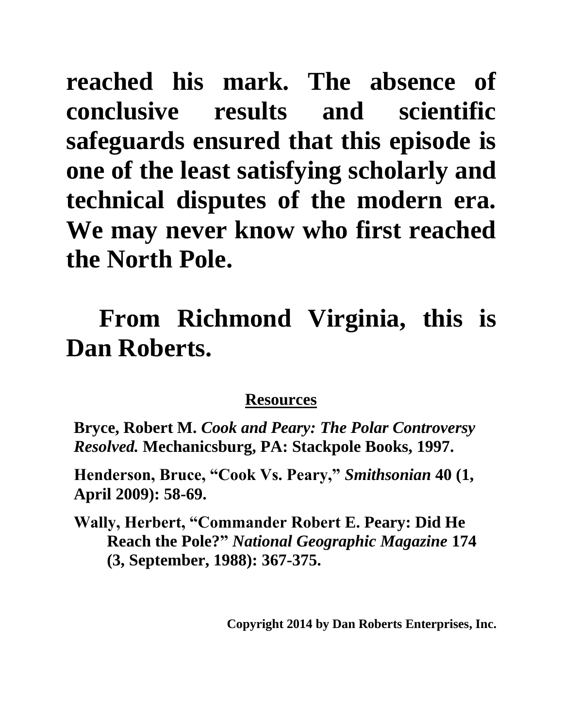**reached his mark. The absence of conclusive results and scientific safeguards ensured that this episode is one of the least satisfying scholarly and technical disputes of the modern era. We may never know who first reached the North Pole.**

**From Richmond Virginia, this is Dan Roberts.**

## Resources

**Bryce, Robert M. *Cook and Peary: The Polar Controversy Resolved.* Mechanicsburg, PA: Stackpole Books, 1997.**

**Henderson, Bruce, "Cook Vs. Peary," *Smithsonian* 40 (1, April 2009): 58-69.**

**Wally, Herbert, "Commander Robert E. Peary: Did He Reach the Pole?" *National Geographic Magazine* 174 (3, September, 1988): 367-375.**

**Copyright 2014 by Dan Roberts Enterprises, Inc.**